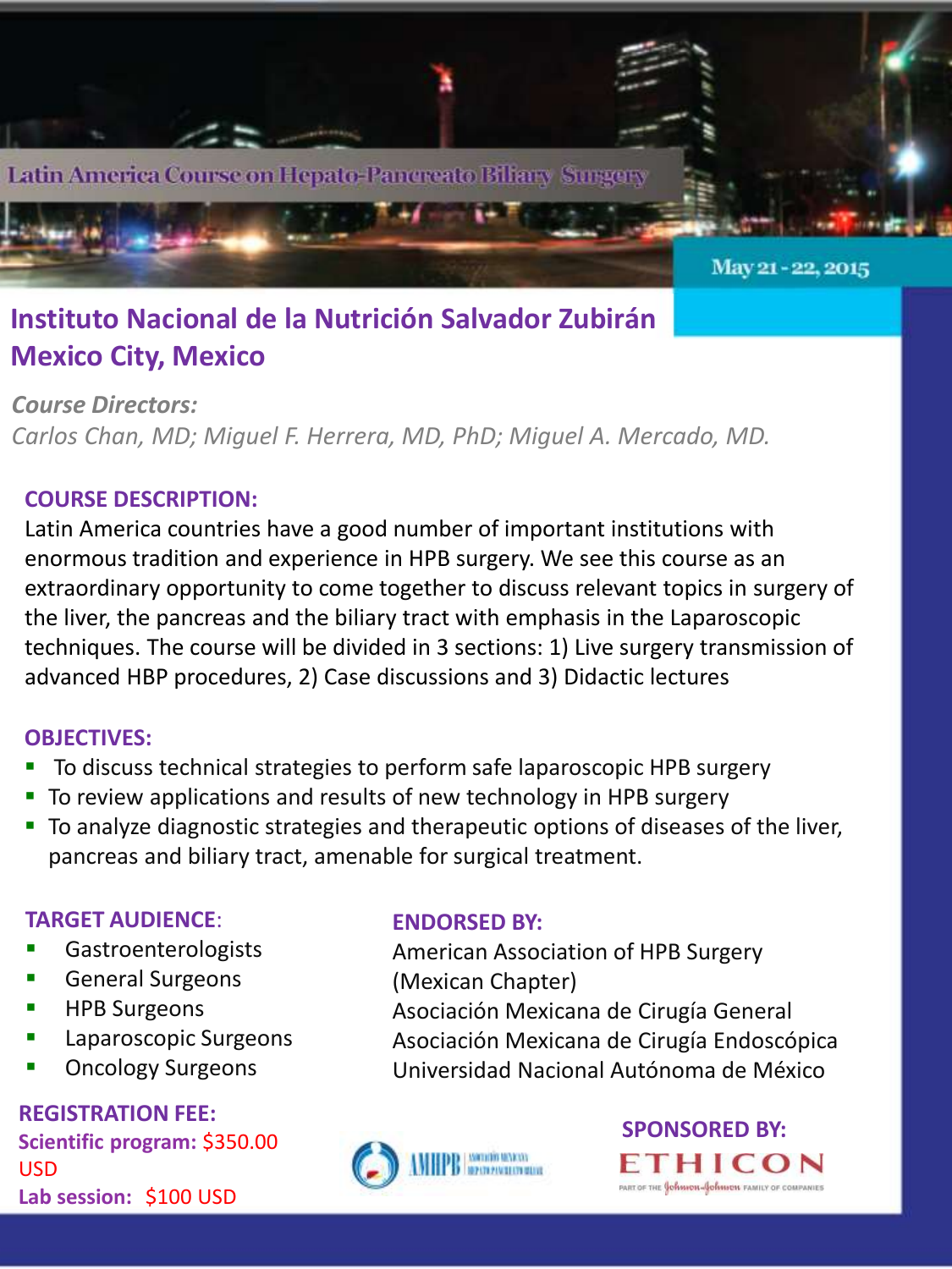# Latin America Course on Hepato-Pancreato Biliary Surgery

May 21 - 22, 2015

## Instituto Nacional de la Nutrición Salvador Zubirán
## Mexico City, Mexico

***Course Directors:***
*Carlos Chan, MD; Miguel F. Herrera, MD, PhD; Miguel A. Mercado, MD.*

### COURSE DESCRIPTION:

Latin America countries have a good number of important institutions with enormous tradition and experience in HPB surgery. We see this course as an extraordinary opportunity to come together to discuss relevant topics in surgery of the liver, the pancreas and the biliary tract with emphasis in the Laparoscopic techniques. The course will be divided in 3 sections: 1) Live surgery transmission of advanced HBP procedures, 2) Case discussions and 3) Didactic lectures

### OBJECTIVES:

- To discuss technical strategies to perform safe laparoscopic HPB surgery
- To review applications and results of new technology in HPB surgery
- To analyze diagnostic strategies and therapeutic options of diseases of the liver, pancreas and biliary tract, amenable for surgical treatment.

### TARGET AUDIENCE:

- Gastroenterologists
- General Surgeons
- HPB Surgeons
- Laparoscopic Surgeons
- Oncology Surgeons

### ENDORSED BY:

American Association of HPB Surgery (Mexican Chapter)
Asociación Mexicana de Cirugía General
Asociación Mexicana de Cirugía Endoscópica
Universidad Nacional Autónoma de México

### REGISTRATION FEE:

**Scientific program:** $350.00 USD
**Lab session:** $100 USD

AMHPB

### SPONSORED BY:

ETHICON
PART OF THE Johnson & Johnson FAMILY OF COMPANIES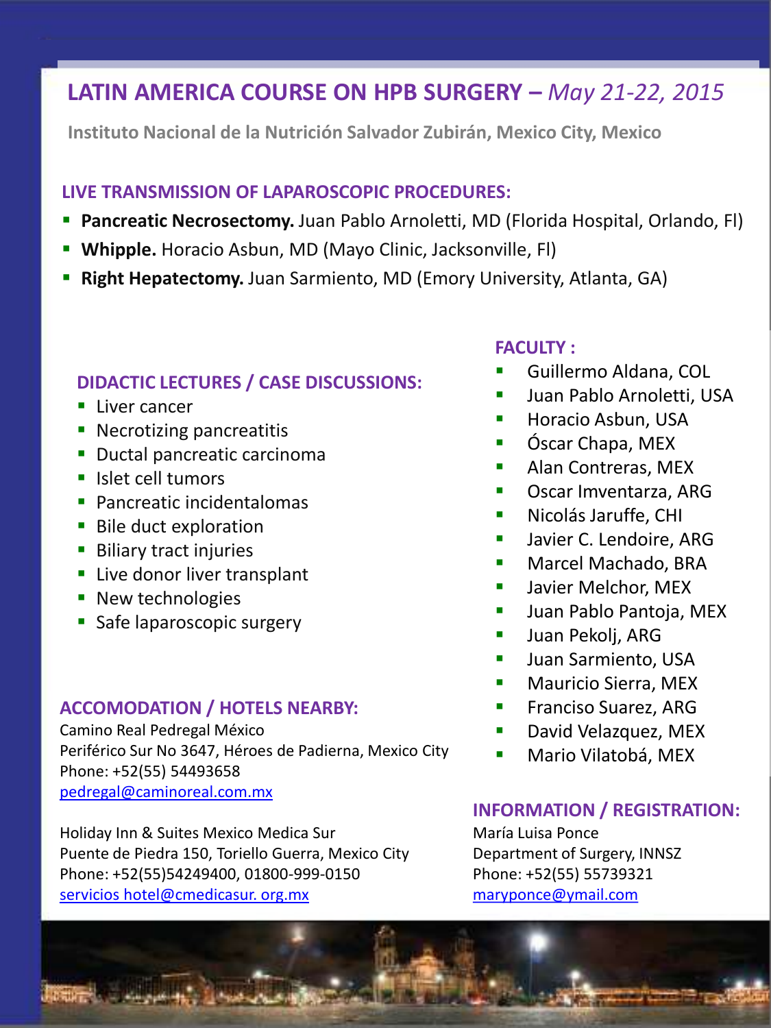# LATIN AMERICA COURSE ON HPB SURGERY – *May 21-22, 2015*

**Instituto Nacional de la Nutrición Salvador Zubirán, Mexico City, Mexico**

## LIVE TRANSMISSION OF LAPAROSCOPIC PROCEDURES:

- **Pancreatic Necrosectomy.** Juan Pablo Arnoletti, MD (Florida Hospital, Orlando, Fl)
- **Whipple.** Horacio Asbun, MD (Mayo Clinic, Jacksonville, Fl)
- **Right Hepatectomy.** Juan Sarmiento, MD (Emory University, Atlanta, GA)

## DIDACTIC LECTURES / CASE DISCUSSIONS:

- Liver cancer
- Necrotizing pancreatitis
- Ductal pancreatic carcinoma
- Islet cell tumors
- Pancreatic incidentalomas
- Bile duct exploration
- Biliary tract injuries
- Live donor liver transplant
- New technologies
- Safe laparoscopic surgery

## ACCOMODATION / HOTELS NEARBY:

Camino Real Pedregal México
Periférico Sur No 3647, Héroes de Padierna, Mexico City
Phone: +52(55) 54493658
pedregal@caminoreal.com.mx

Holiday Inn & Suites Mexico Medica Sur
Puente de Piedra 150, Toriello Guerra, Mexico City
Phone: +52(55)54249400, 01800-999-0150
servicios hotel@cmedicasur. org.mx

## FACULTY :

- Guillermo Aldana, COL
- Juan Pablo Arnoletti, USA
- Horacio Asbun, USA
- Óscar Chapa, MEX
- Alan Contreras, MEX
- Oscar Imventarza, ARG
- Nicolás Jaruffe, CHI
- Javier C. Lendoire, ARG
- Marcel Machado, BRA
- Javier Melchor, MEX
- Juan Pablo Pantoja, MEX
- Juan Pekolj, ARG
- Juan Sarmiento, USA
- Mauricio Sierra, MEX
- Franciso Suarez, ARG
- David Velazquez, MEX
- Mario Vilatobá, MEX

## INFORMATION / REGISTRATION:

María Luisa Ponce
Department of Surgery, INNSZ
Phone: +52(55) 55739321
maryponce@ymail.com